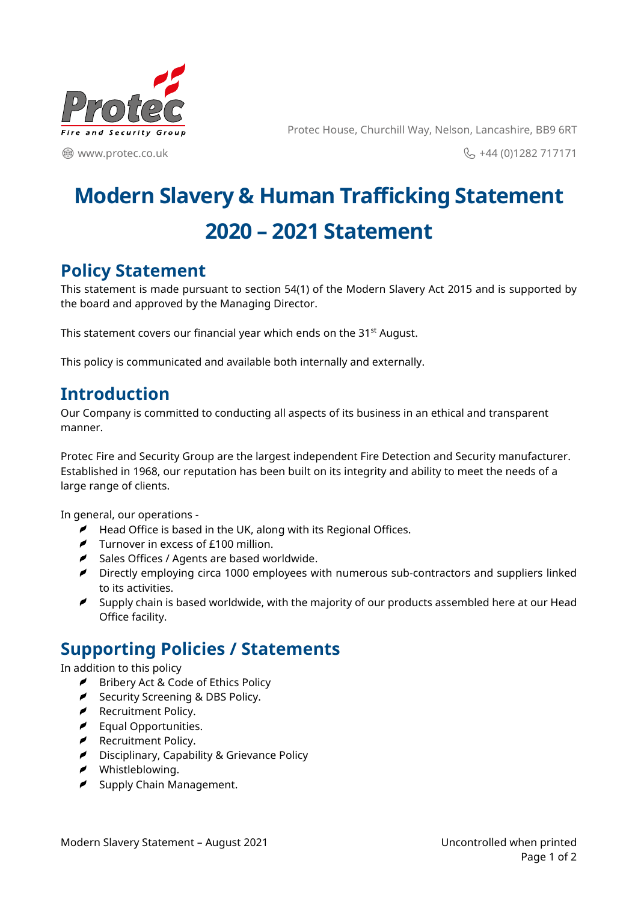Protec House, Churchill Way, Nelson, Lancashire, BB9 6RT

www.protec.co.uk

+44 (0)1282 717171

# Modern Slavery & Human Trafficking Statement 2020 – 2021 Statement

## Policy Statement

This statement is made pursuant to section 54(1) of the Modern Slavery Act 2015 and is supported by the board and approved by the Managing Director.

This statement covers our financial year which ends on the 31st August.

This policy is communicated and available both internally and externally.

## Introduction

Our Company is committed to conducting all aspects of its business in an ethical and transparent manner.

Protec Fire and Security Group are the largest independent Fire Detection and Security manufacturer. Established in 1968, our reputation has been built on its integrity and ability to meet the needs of a large range of clients.

In general, our operations -

- Head Office is based in the UK, along with its Regional Offices.
- Turnover in excess of £100 million.
- Sales Offices / Agents are based worldwide.
- Directly employing circa 1000 employees with numerous sub-contractors and suppliers linked to its activities.
- Supply chain is based worldwide, with the majority of our products assembled here at our Head Office facility.

## Supporting Policies / Statements

In addition to this policy

- Bribery Act & Code of Ethics Policy
- Security Screening & DBS Policy.
- Recruitment Policy.
- Equal Opportunities.
- Recruitment Policy.
- Disciplinary, Capability & Grievance Policy
- Whistleblowing.
- Supply Chain Management.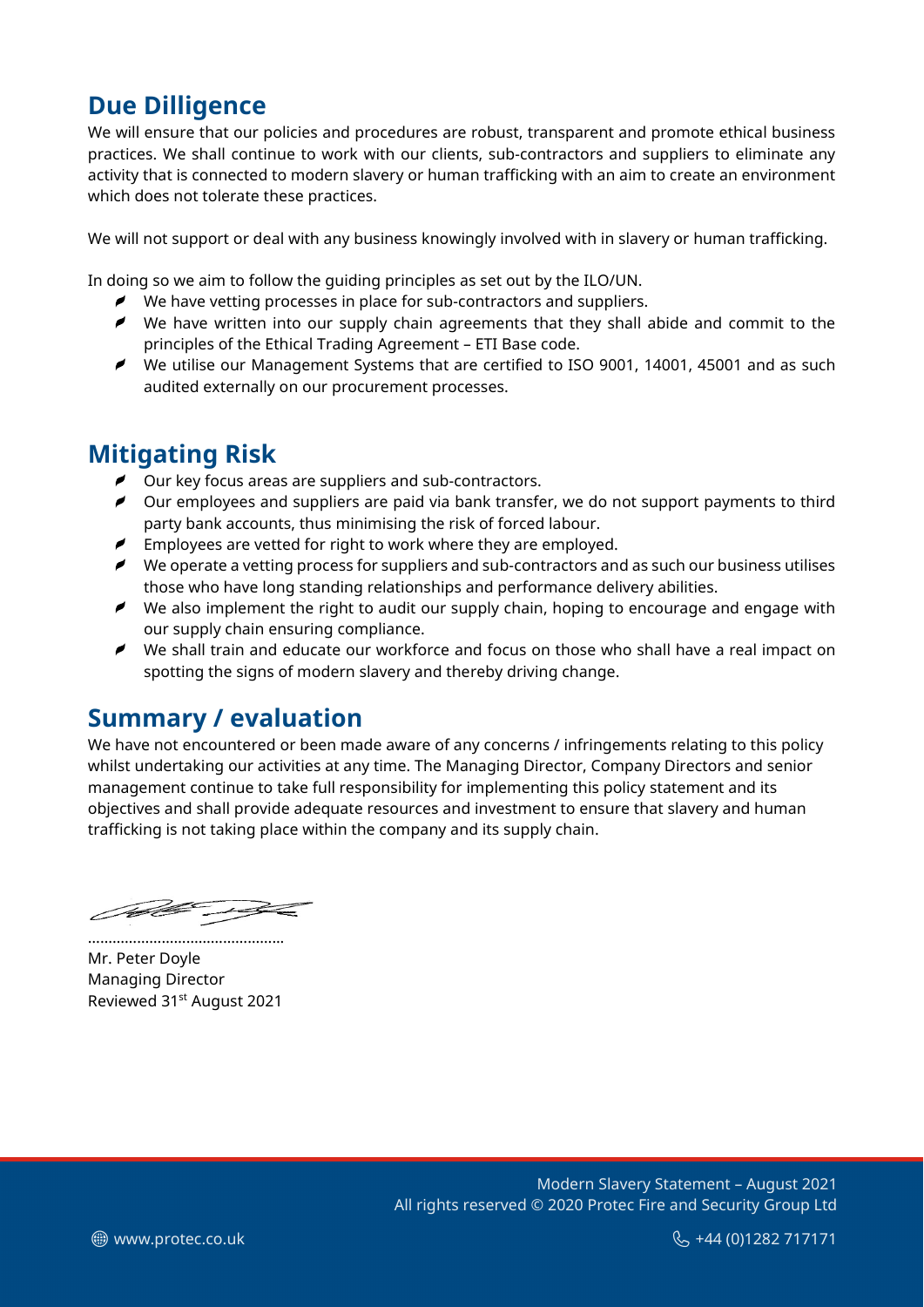## Due Dilligence

We will ensure that our policies and procedures are robust, transparent and promote ethical business practices. We shall continue to work with our clients, sub-contractors and suppliers to eliminate any activity that is connected to modern slavery or human trafficking with an aim to create an environment which does not tolerate these practices.

We will not support or deal with any business knowingly involved with in slavery or human trafficking.

In doing so we aim to follow the guiding principles as set out by the ILO/UN.

- We have vetting processes in place for sub-contractors and suppliers.
- We have written into our supply chain agreements that they shall abide and commit to the principles of the Ethical Trading Agreement – ETI Base code.
- We utilise our Management Systems that are certified to ISO 9001, 14001, 45001 and as such audited externally on our procurement processes.

## Mitigating Risk

- Our key focus areas are suppliers and sub-contractors.
- Our employees and suppliers are paid via bank transfer, we do not support payments to third party bank accounts, thus minimising the risk of forced labour.
- Employees are vetted for right to work where they are employed.
- We operate a vetting process for suppliers and sub-contractors and as such our business utilises those who have long standing relationships and performance delivery abilities.
- We also implement the right to audit our supply chain, hoping to encourage and engage with our supply chain ensuring compliance.
- We shall train and educate our workforce and focus on those who shall have a real impact on spotting the signs of modern slavery and thereby driving change.

## Summary / evaluation

We have not encountered or been made aware of any concerns / infringements relating to this policy whilst undertaking our activities at any time. The Managing Director, Company Directors and senior management continue to take full responsibility for implementing this policy statement and its objectives and shall provide adequate resources and investment to ensure that slavery and human trafficking is not taking place within the company and its supply chain.

...............................................

Mr. Peter Doyle
Managing Director
Reviewed 31st August 2021

Modern Slavery Statement – August 2021
All rights reserved © 2020 Protec Fire and Security Group Ltd

www.protec.co.uk

+44 (0)1282 717171